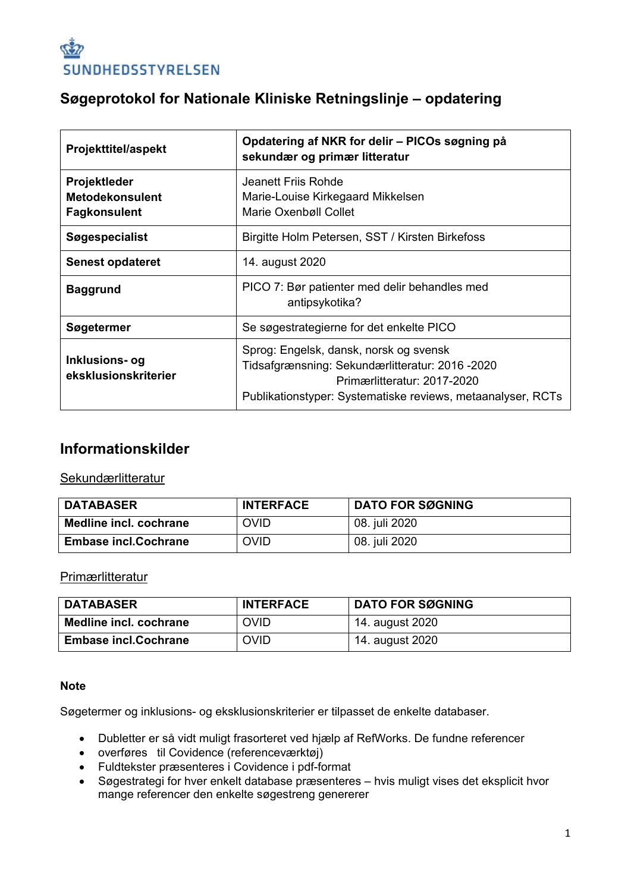SUNDHEDSSTYRELSEN

# Søgeprotokol for Nationale Kliniske Retningslinje – opdatering

| | |
|---|---|
| **Projekttitel/aspekt** | **Opdatering af NKR for delir – PICOs søgning på sekundær og primær litteratur** |
| **Projektleder**<br>**Metodekonsulent**<br>**Fagkonsulent** | Jeanett Friis Rohde<br>Marie-Louise Kirkegaard Mikkelsen<br>Marie Oxenbøll Collet |
| **Søgespecialist** | Birgitte Holm Petersen, SST / Kirsten Birkefoss |
| **Senest opdateret** | 14. august 2020 |
| **Baggrund** | PICO 7: Bør patienter med delir behandles med antipsykotika? |
| **Søgetermer** | Se søgestrategierne for det enkelte PICO |
| **Inklusions- og eksklusionskriterier** | Sprog: Engelsk, dansk, norsk og svensk<br>Tidsafgrænsning: Sekundærlitteratur: 2016 -2020<br>Primærlitteratur: 2017-2020<br>Publikationstyper: Systematiske reviews, metaanalyser, RCTs |

## Informationskilder

Sekundærlitteratur

| DATABASER | INTERFACE | DATO FOR SØGNING |
|---|---|---|
| **Medline incl. cochrane** | OVID | 08. juli 2020 |
| **Embase incl.Cochrane** | OVID | 08. juli 2020 |

Primærlitteratur

| DATABASER | INTERFACE | DATO FOR SØGNING |
|---|---|---|
| **Medline incl. cochrane** | OVID | 14. august 2020 |
| **Embase incl.Cochrane** | OVID | 14. august 2020 |

**Note**

Søgetermer og inklusions- og eksklusionskriterier er tilpasset de enkelte databaser.

- Dubletter er så vidt muligt frasorteret ved hjælp af RefWorks. De fundne referencer
- overføres til Covidence (referenceværktøj)
- Fuldtekster præsenteres i Covidence i pdf-format
- Søgestrategi for hver enkelt database præsenteres – hvis muligt vises det eksplicit hvor mange referencer den enkelte søgestreng genererer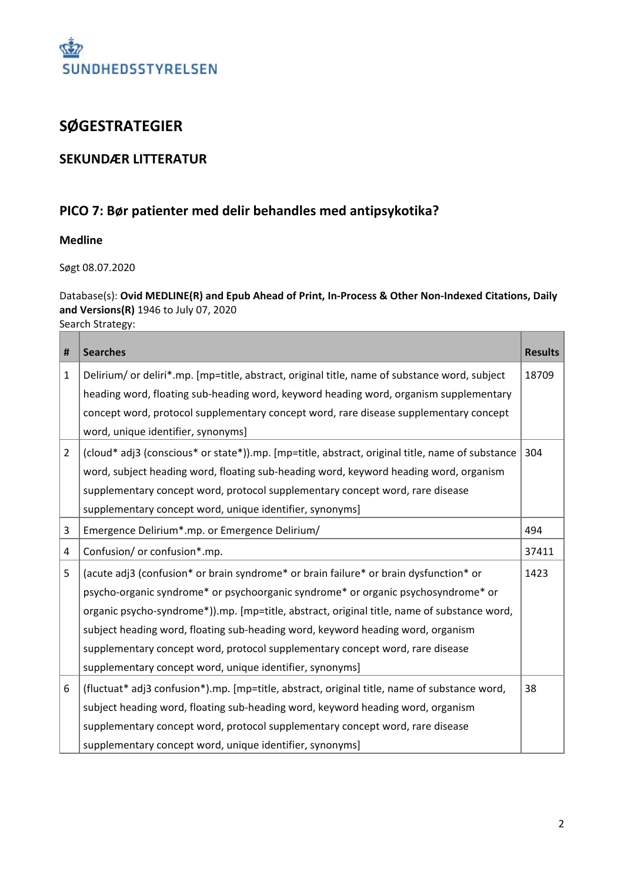SUNDHEDSSTYRELSEN

# SØGESTRATEGIER

## SEKUNDÆR LITTERATUR

## PICO 7: Bør patienter med delir behandles med antipsykotika?

### Medline

Søgt 08.07.2020

Database(s): **Ovid MEDLINE(R) and Epub Ahead of Print, In-Process & Other Non-Indexed Citations, Daily and Versions(R)** 1946 to July 07, 2020
Search Strategy:

| # | Searches | Results |
|---|---|---|
| 1 | Delirium/ or deliri*.mp. [mp=title, abstract, original title, name of substance word, subject heading word, floating sub-heading word, keyword heading word, organism supplementary concept word, protocol supplementary concept word, rare disease supplementary concept word, unique identifier, synonyms] | 18709 |
| 2 | (cloud* adj3 (conscious* or state*)).mp. [mp=title, abstract, original title, name of substance word, subject heading word, floating sub-heading word, keyword heading word, organism supplementary concept word, protocol supplementary concept word, rare disease supplementary concept word, unique identifier, synonyms] | 304 |
| 3 | Emergence Delirium*.mp. or Emergence Delirium/ | 494 |
| 4 | Confusion/ or confusion*.mp. | 37411 |
| 5 | (acute adj3 (confusion* or brain syndrome* or brain failure* or brain dysfunction* or psycho-organic syndrome* or psychoorganic syndrome* or organic psychosyndrome* or organic psycho-syndrome*)).mp. [mp=title, abstract, original title, name of substance word, subject heading word, floating sub-heading word, keyword heading word, organism supplementary concept word, protocol supplementary concept word, rare disease supplementary concept word, unique identifier, synonyms] | 1423 |
| 6 | (fluctuat* adj3 confusion*).mp. [mp=title, abstract, original title, name of substance word, subject heading word, floating sub-heading word, keyword heading word, organism supplementary concept word, protocol supplementary concept word, rare disease supplementary concept word, unique identifier, synonyms] | 38 |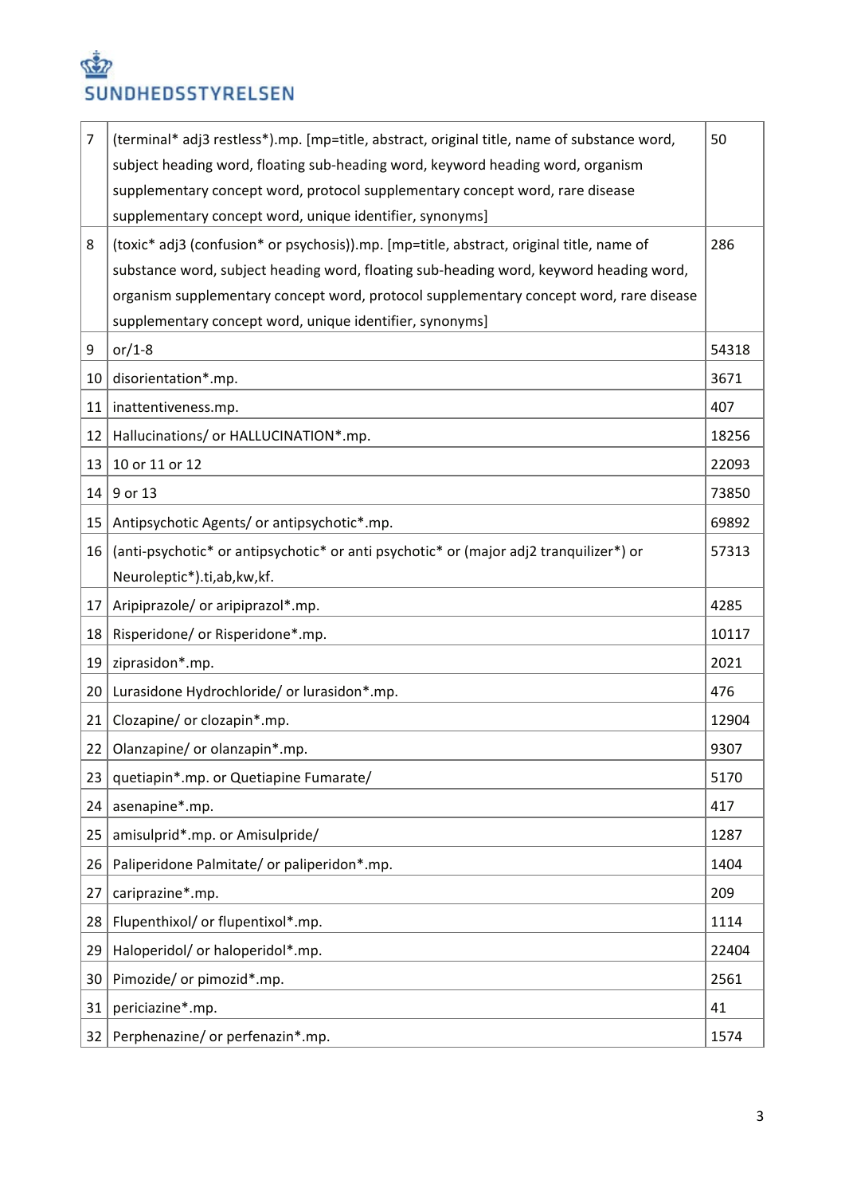| 7 | (terminal* adj3 restless*).mp. [mp=title, abstract, original title, name of substance word, subject heading word, floating sub-heading word, keyword heading word, organism supplementary concept word, protocol supplementary concept word, rare disease supplementary concept word, unique identifier, synonyms] | 50 |
|---|---|---|
| 8 | (toxic* adj3 (confusion* or psychosis)).mp. [mp=title, abstract, original title, name of substance word, subject heading word, floating sub-heading word, keyword heading word, organism supplementary concept word, protocol supplementary concept word, rare disease supplementary concept word, unique identifier, synonyms] | 286 |
| 9 | or/1-8 | 54318 |
| 10 | disorientation*.mp. | 3671 |
| 11 | inattentiveness.mp. | 407 |
| 12 | Hallucinations/ or HALLUCINATION*.mp. | 18256 |
| 13 | 10 or 11 or 12 | 22093 |
| 14 | 9 or 13 | 73850 |
| 15 | Antipsychotic Agents/ or antipsychotic*.mp. | 69892 |
| 16 | (anti-psychotic* or antipsychotic* or anti psychotic* or (major adj2 tranquilizer*) or Neuroleptic*).ti,ab,kw,kf. | 57313 |
| 17 | Aripiprazole/ or aripiprazol*.mp. | 4285 |
| 18 | Risperidone/ or Risperidone*.mp. | 10117 |
| 19 | ziprasidon*.mp. | 2021 |
| 20 | Lurasidone Hydrochloride/ or lurasidon*.mp. | 476 |
| 21 | Clozapine/ or clozapin*.mp. | 12904 |
| 22 | Olanzapine/ or olanzapin*.mp. | 9307 |
| 23 | quetiapin*.mp. or Quetiapine Fumarate/ | 5170 |
| 24 | asenapine*.mp. | 417 |
| 25 | amisulprid*.mp. or Amisulpride/ | 1287 |
| 26 | Paliperidone Palmitate/ or paliperidon*.mp. | 1404 |
| 27 | cariprazine*.mp. | 209 |
| 28 | Flupenthixol/ or flupentixol*.mp. | 1114 |
| 29 | Haloperidol/ or haloperidol*.mp. | 22404 |
| 30 | Pimozide/ or pimozid*.mp. | 2561 |
| 31 | periciazine*.mp. | 41 |
| 32 | Perphenazine/ or perfenazin*.mp. | 1574 |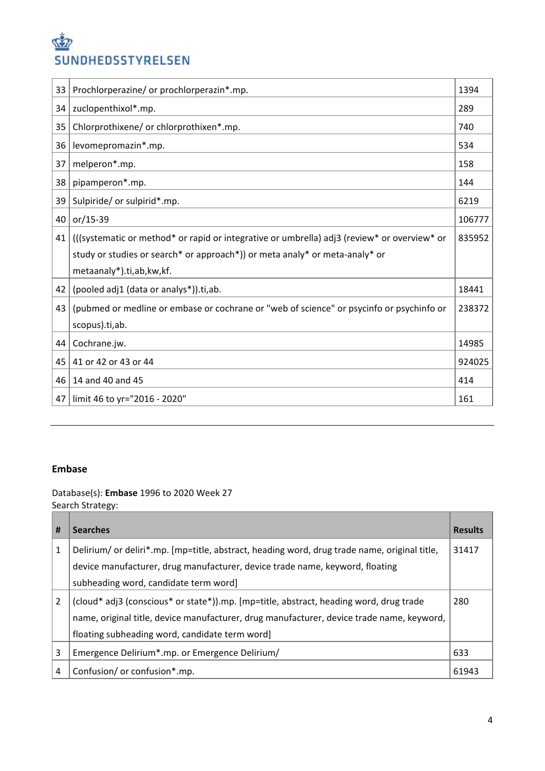| | | |
|---|---|---|
| 33 | Prochlorperazine/ or prochlorperazin*.mp. | 1394 |
| 34 | zuclopenthixol*.mp. | 289 |
| 35 | Chlorprothixene/ or chlorprothixen*.mp. | 740 |
| 36 | levomepromazin*.mp. | 534 |
| 37 | melperon*.mp. | 158 |
| 38 | pipamperon*.mp. | 144 |
| 39 | Sulpiride/ or sulpirid*.mp. | 6219 |
| 40 | or/15-39 | 106777 |
| 41 | (((systematic or method* or rapid or integrative or umbrella) adj3 (review* or overview* or study or studies or search* or approach*)) or meta analy* or meta-analy* or metaanaly*).ti,ab,kw,kf. | 835952 |
| 42 | (pooled adj1 (data or analys*)).ti,ab. | 18441 |
| 43 | (pubmed or medline or embase or cochrane or "web of science" or psycinfo or psychinfo or scopus).ti,ab. | 238372 |
| 44 | Cochrane.jw. | 14985 |
| 45 | 41 or 42 or 43 or 44 | 924025 |
| 46 | 14 and 40 and 45 | 414 |
| 47 | limit 46 to yr="2016 - 2020" | 161 |

---

**Embase**

Database(s): **Embase** 1996 to 2020 Week 27
Search Strategy:

| # | Searches | Results |
|---|---|---|
| 1 | Delirium/ or deliri*.mp. [mp=title, abstract, heading word, drug trade name, original title, device manufacturer, drug manufacturer, device trade name, keyword, floating subheading word, candidate term word] | 31417 |
| 2 | (cloud* adj3 (conscious* or state*)).mp. [mp=title, abstract, heading word, drug trade name, original title, device manufacturer, drug manufacturer, device trade name, keyword, floating subheading word, candidate term word] | 280 |
| 3 | Emergence Delirium*.mp. or Emergence Delirium/ | 633 |
| 4 | Confusion/ or confusion*.mp. | 61943 |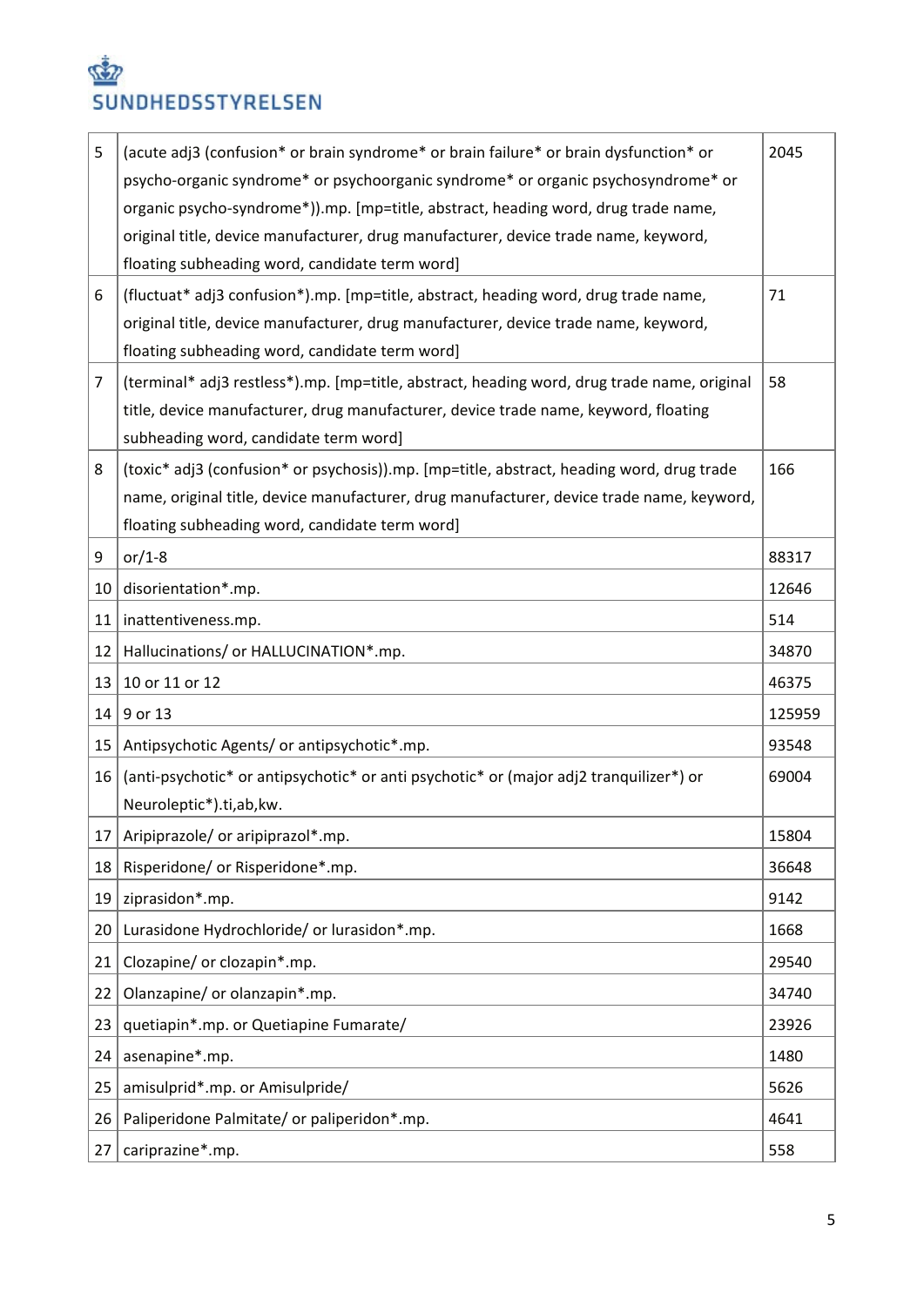| | | |
|---|---|---|
| 5 | (acute adj3 (confusion* or brain syndrome* or brain failure* or brain dysfunction* or psycho-organic syndrome* or psychoorganic syndrome* or organic psychosyndrome* or organic psycho-syndrome*)).mp. [mp=title, abstract, heading word, drug trade name, original title, device manufacturer, drug manufacturer, device trade name, keyword, floating subheading word, candidate term word] | 2045 |
| 6 | (fluctuat* adj3 confusion*).mp. [mp=title, abstract, heading word, drug trade name, original title, device manufacturer, drug manufacturer, device trade name, keyword, floating subheading word, candidate term word] | 71 |
| 7 | (terminal* adj3 restless*).mp. [mp=title, abstract, heading word, drug trade name, original title, device manufacturer, drug manufacturer, device trade name, keyword, floating subheading word, candidate term word] | 58 |
| 8 | (toxic* adj3 (confusion* or psychosis)).mp. [mp=title, abstract, heading word, drug trade name, original title, device manufacturer, drug manufacturer, device trade name, keyword, floating subheading word, candidate term word] | 166 |
| 9 | or/1-8 | 88317 |
| 10 | disorientation*.mp. | 12646 |
| 11 | inattentiveness.mp. | 514 |
| 12 | Hallucinations/ or HALLUCINATION*.mp. | 34870 |
| 13 | 10 or 11 or 12 | 46375 |
| 14 | 9 or 13 | 125959 |
| 15 | Antipsychotic Agents/ or antipsychotic*.mp. | 93548 |
| 16 | (anti-psychotic* or antipsychotic* or anti psychotic* or (major adj2 tranquilizer*) or Neuroleptic*).ti,ab,kw. | 69004 |
| 17 | Aripiprazole/ or aripiprazol*.mp. | 15804 |
| 18 | Risperidone/ or Risperidone*.mp. | 36648 |
| 19 | ziprasidon*.mp. | 9142 |
| 20 | Lurasidone Hydrochloride/ or lurasidon*.mp. | 1668 |
| 21 | Clozapine/ or clozapin*.mp. | 29540 |
| 22 | Olanzapine/ or olanzapin*.mp. | 34740 |
| 23 | quetiapin*.mp. or Quetiapine Fumarate/ | 23926 |
| 24 | asenapine*.mp. | 1480 |
| 25 | amisulprid*.mp. or Amisulpride/ | 5626 |
| 26 | Paliperidone Palmitate/ or paliperidon*.mp. | 4641 |
| 27 | cariprazine*.mp. | 558 |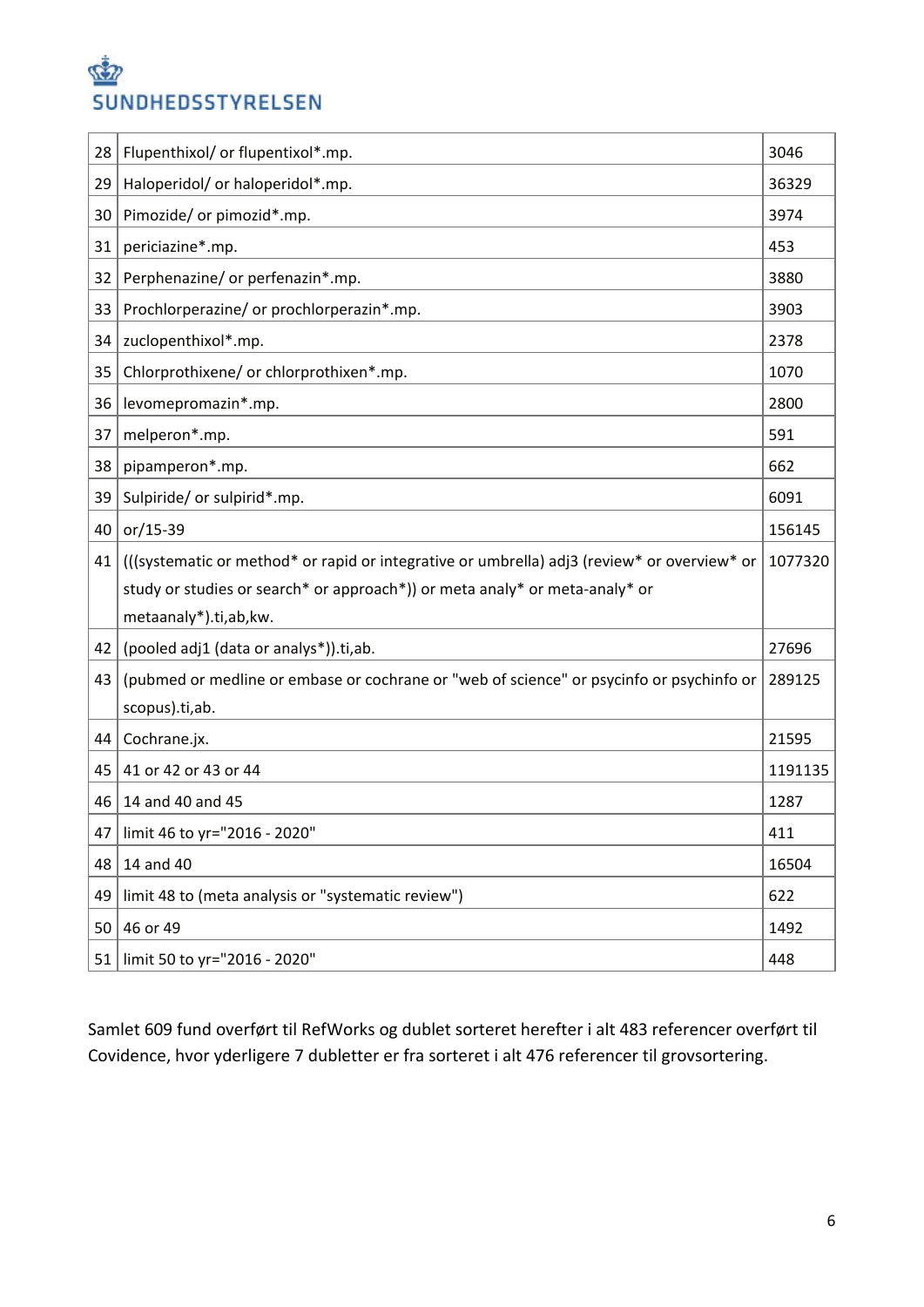| 28 | Flupenthixol/ or flupentixol*.mp. | 3046 |
|---|---|---|
| 29 | Haloperidol/ or haloperidol*.mp. | 36329 |
| 30 | Pimozide/ or pimozid*.mp. | 3974 |
| 31 | periciazine*.mp. | 453 |
| 32 | Perphenazine/ or perfenazin*.mp. | 3880 |
| 33 | Prochlorperazine/ or prochlorperazin*.mp. | 3903 |
| 34 | zuclopenthixol*.mp. | 2378 |
| 35 | Chlorprothixene/ or chlorprothixen*.mp. | 1070 |
| 36 | levomepromazin*.mp. | 2800 |
| 37 | melperon*.mp. | 591 |
| 38 | pipamperon*.mp. | 662 |
| 39 | Sulpiride/ or sulpirid*.mp. | 6091 |
| 40 | or/15-39 | 156145 |
| 41 | (((systematic or method* or rapid or integrative or umbrella) adj3 (review* or overview* or study or studies or search* or approach*)) or meta analy* or meta-analy* or metaanaly*).ti,ab,kw. | 1077320 |
| 42 | (pooled adj1 (data or analys*)).ti,ab. | 27696 |
| 43 | (pubmed or medline or embase or cochrane or "web of science" or psycinfo or psychinfo or scopus).ti,ab. | 289125 |
| 44 | Cochrane.jx. | 21595 |
| 45 | 41 or 42 or 43 or 44 | 1191135 |
| 46 | 14 and 40 and 45 | 1287 |
| 47 | limit 46 to yr="2016 - 2020" | 411 |
| 48 | 14 and 40 | 16504 |
| 49 | limit 48 to (meta analysis or "systematic review") | 622 |
| 50 | 46 or 49 | 1492 |
| 51 | limit 50 to yr="2016 - 2020" | 448 |

Samlet 609 fund overført til RefWorks og dublet sorteret herefter i alt 483 referencer overført til Covidence, hvor yderligere 7 dubletter er fra sorteret i alt 476 referencer til grovsortering.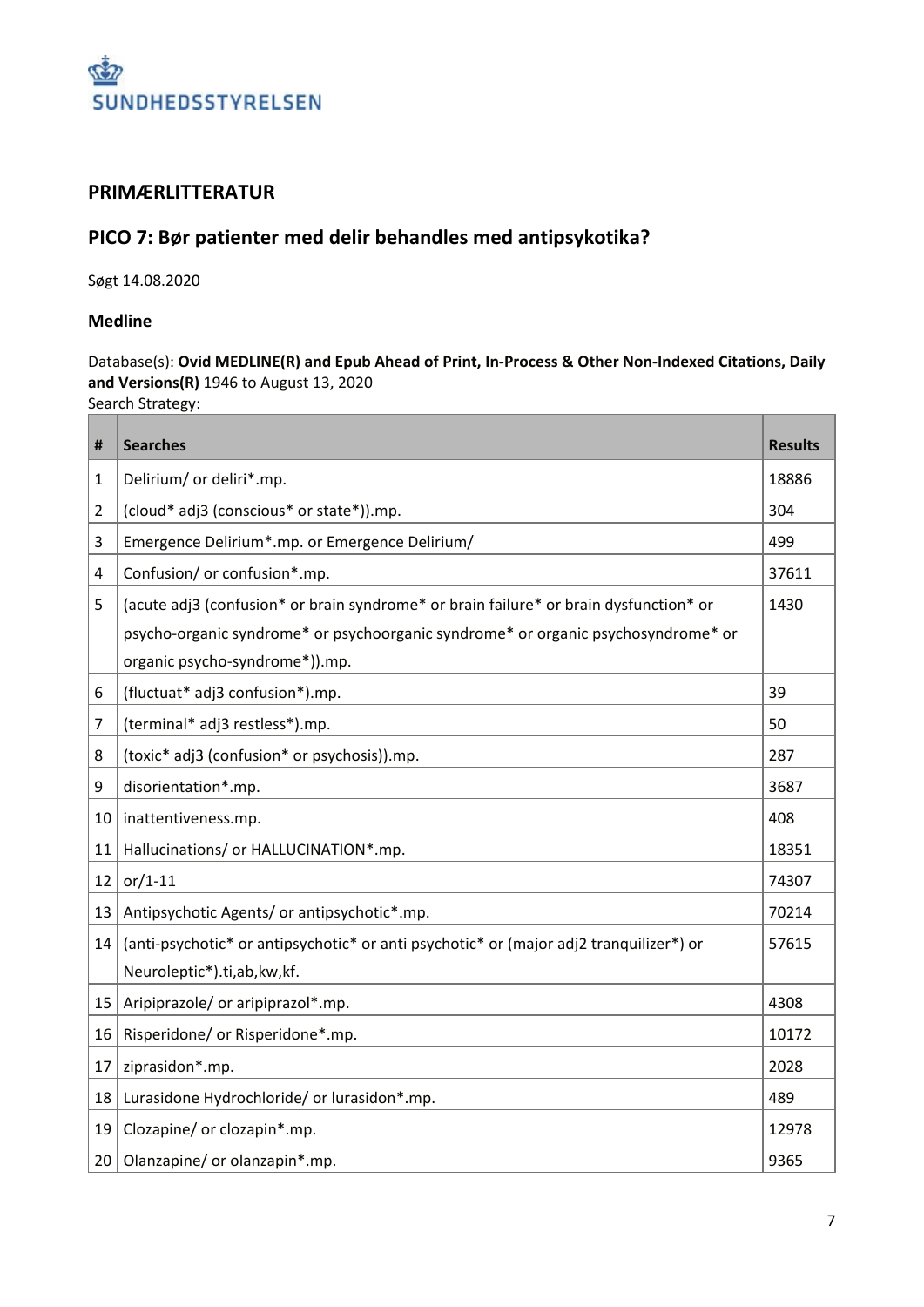SUNDHEDSSTYRELSEN

## PRIMÆRLITTERATUR

## PICO 7: Bør patienter med delir behandles med antipsykotika?

Søgt 14.08.2020

### Medline

Database(s): **Ovid MEDLINE(R) and Epub Ahead of Print, In-Process & Other Non-Indexed Citations, Daily and Versions(R)** 1946 to August 13, 2020
Search Strategy:

| # | Searches | Results |
|---|---|---|
| 1 | Delirium/ or deliri*.mp. | 18886 |
| 2 | (cloud* adj3 (conscious* or state*)).mp. | 304 |
| 3 | Emergence Delirium*.mp. or Emergence Delirium/ | 499 |
| 4 | Confusion/ or confusion*.mp. | 37611 |
| 5 | (acute adj3 (confusion* or brain syndrome* or brain failure* or brain dysfunction* or psycho-organic syndrome* or psychoorganic syndrome* or organic psychosyndrome* or organic psycho-syndrome*)).mp. | 1430 |
| 6 | (fluctuat* adj3 confusion*).mp. | 39 |
| 7 | (terminal* adj3 restless*).mp. | 50 |
| 8 | (toxic* adj3 (confusion* or psychosis)).mp. | 287 |
| 9 | disorientation*.mp. | 3687 |
| 10 | inattentiveness.mp. | 408 |
| 11 | Hallucinations/ or HALLUCINATION*.mp. | 18351 |
| 12 | or/1-11 | 74307 |
| 13 | Antipsychotic Agents/ or antipsychotic*.mp. | 70214 |
| 14 | (anti-psychotic* or antipsychotic* or anti psychotic* or (major adj2 tranquilizer*) or Neuroleptic*).ti,ab,kw,kf. | 57615 |
| 15 | Aripiprazole/ or aripiprazol*.mp. | 4308 |
| 16 | Risperidone/ or Risperidone*.mp. | 10172 |
| 17 | ziprasidon*.mp. | 2028 |
| 18 | Lurasidone Hydrochloride/ or lurasidon*.mp. | 489 |
| 19 | Clozapine/ or clozapin*.mp. | 12978 |
| 20 | Olanzapine/ or olanzapin*.mp. | 9365 |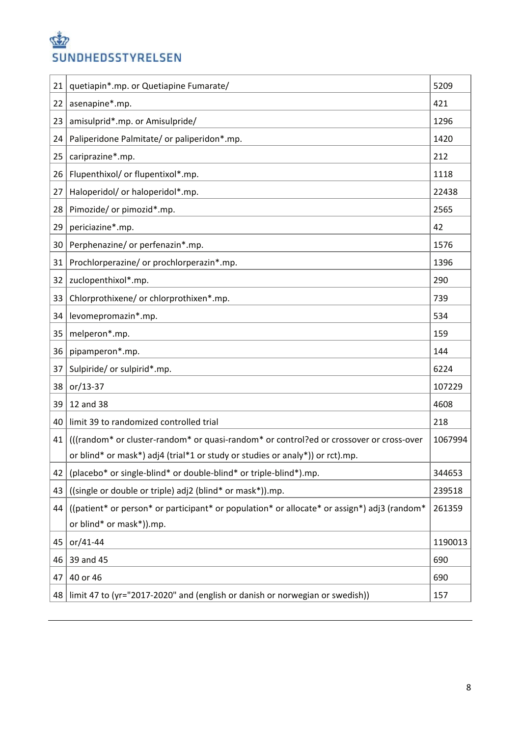| | | |
|---|---|---|
| 21 | quetiapin*.mp. or Quetiapine Fumarate/ | 5209 |
| 22 | asenapine*.mp. | 421 |
| 23 | amisulprid*.mp. or Amisulpride/ | 1296 |
| 24 | Paliperidone Palmitate/ or paliperidon*.mp. | 1420 |
| 25 | cariprazine*.mp. | 212 |
| 26 | Flupenthixol/ or flupentixol*.mp. | 1118 |
| 27 | Haloperidol/ or haloperidol*.mp. | 22438 |
| 28 | Pimozide/ or pimozid*.mp. | 2565 |
| 29 | periciazine*.mp. | 42 |
| 30 | Perphenazine/ or perfenazin*.mp. | 1576 |
| 31 | Prochlorperazine/ or prochlorperazin*.mp. | 1396 |
| 32 | zuclopenthixol*.mp. | 290 |
| 33 | Chlorprothixene/ or chlorprothixen*.mp. | 739 |
| 34 | levomepromazin*.mp. | 534 |
| 35 | melperon*.mp. | 159 |
| 36 | pipamperon*.mp. | 144 |
| 37 | Sulpiride/ or sulpirid*.mp. | 6224 |
| 38 | or/13-37 | 107229 |
| 39 | 12 and 38 | 4608 |
| 40 | limit 39 to randomized controlled trial | 218 |
| 41 | (((random* or cluster-random* or quasi-random* or control?ed or crossover or cross-over or blind* or mask*) adj4 (trial*1 or study or studies or analy*)) or rct).mp. | 1067994 |
| 42 | (placebo* or single-blind* or double-blind* or triple-blind*).mp. | 344653 |
| 43 | ((single or double or triple) adj2 (blind* or mask*)).mp. | 239518 |
| 44 | ((patient* or person* or participant* or population* or allocate* or assign*) adj3 (random* or blind* or mask*)).mp. | 261359 |
| 45 | or/41-44 | 1190013 |
| 46 | 39 and 45 | 690 |
| 47 | 40 or 46 | 690 |
| 48 | limit 47 to (yr="2017-2020" and (english or danish or norwegian or swedish)) | 157 |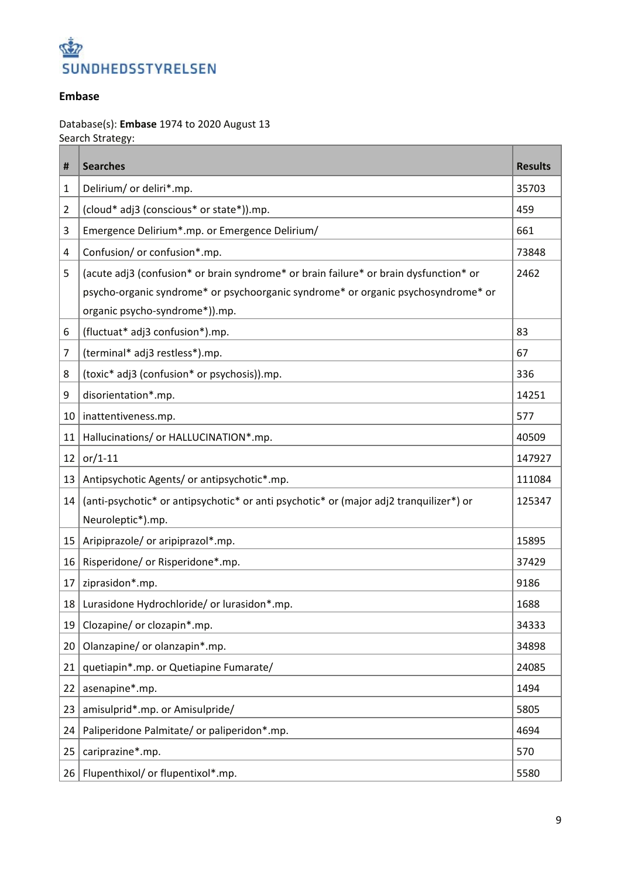SUNDHEDSSTYRELSEN

**Embase**

Database(s): **Embase** 1974 to 2020 August 13
Search Strategy:

| # | Searches | Results |
|---|---|---|
| 1 | Delirium/ or deliri*.mp. | 35703 |
| 2 | (cloud* adj3 (conscious* or state*)).mp. | 459 |
| 3 | Emergence Delirium*.mp. or Emergence Delirium/ | 661 |
| 4 | Confusion/ or confusion*.mp. | 73848 |
| 5 | (acute adj3 (confusion* or brain syndrome* or brain failure* or brain dysfunction* or psycho-organic syndrome* or psychoorganic syndrome* or organic psychosyndrome* or organic psycho-syndrome*)).mp. | 2462 |
| 6 | (fluctuat* adj3 confusion*).mp. | 83 |
| 7 | (terminal* adj3 restless*).mp. | 67 |
| 8 | (toxic* adj3 (confusion* or psychosis)).mp. | 336 |
| 9 | disorientation*.mp. | 14251 |
| 10 | inattentiveness.mp. | 577 |
| 11 | Hallucinations/ or HALLUCINATION*.mp. | 40509 |
| 12 | or/1-11 | 147927 |
| 13 | Antipsychotic Agents/ or antipsychotic*.mp. | 111084 |
| 14 | (anti-psychotic* or antipsychotic* or anti psychotic* or (major adj2 tranquilizer*) or Neuroleptic*).mp. | 125347 |
| 15 | Aripiprazole/ or aripiprazol*.mp. | 15895 |
| 16 | Risperidone/ or Risperidone*.mp. | 37429 |
| 17 | ziprasidon*.mp. | 9186 |
| 18 | Lurasidone Hydrochloride/ or lurasidon*.mp. | 1688 |
| 19 | Clozapine/ or clozapin*.mp. | 34333 |
| 20 | Olanzapine/ or olanzapin*.mp. | 34898 |
| 21 | quetiapin*.mp. or Quetiapine Fumarate/ | 24085 |
| 22 | asenapine*.mp. | 1494 |
| 23 | amisulprid*.mp. or Amisulpride/ | 5805 |
| 24 | Paliperidone Palmitate/ or paliperidon*.mp. | 4694 |
| 25 | cariprazine*.mp. | 570 |
| 26 | Flupenthixol/ or flupentixol*.mp. | 5580 |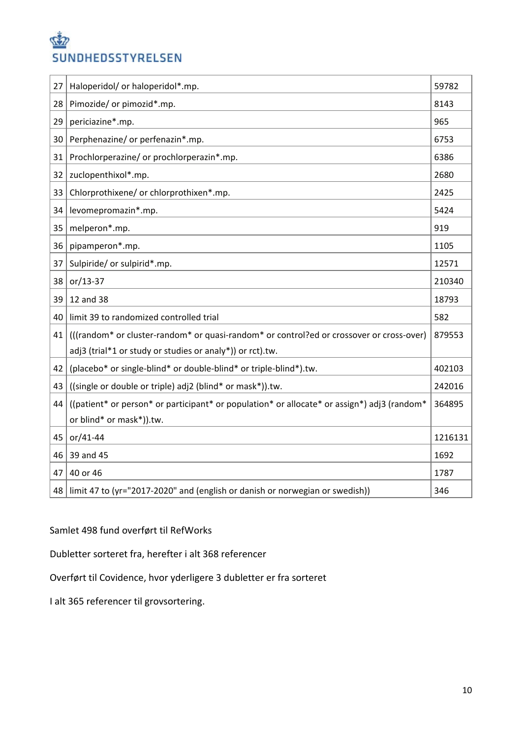| | | |
|---|---|---|
| 27 | Haloperidol/ or haloperidol*.mp. | 59782 |
| 28 | Pimozide/ or pimozid*.mp. | 8143 |
| 29 | periciazine*.mp. | 965 |
| 30 | Perphenazine/ or perfenazin*.mp. | 6753 |
| 31 | Prochlorperazine/ or prochlorperazin*.mp. | 6386 |
| 32 | zuclopenthixol*.mp. | 2680 |
| 33 | Chlorprothixene/ or chlorprothixen*.mp. | 2425 |
| 34 | levomepromazin*.mp. | 5424 |
| 35 | melperon*.mp. | 919 |
| 36 | pipamperon*.mp. | 1105 |
| 37 | Sulpiride/ or sulpirid*.mp. | 12571 |
| 38 | or/13-37 | 210340 |
| 39 | 12 and 38 | 18793 |
| 40 | limit 39 to randomized controlled trial | 582 |
| 41 | (((random* or cluster-random* or quasi-random* or control?ed or crossover or cross-over) adj3 (trial*1 or study or studies or analy*)) or rct).tw. | 879553 |
| 42 | (placebo* or single-blind* or double-blind* or triple-blind*).tw. | 402103 |
| 43 | ((single or double or triple) adj2 (blind* or mask*)).tw. | 242016 |
| 44 | ((patient* or person* or participant* or population* or allocate* or assign*) adj3 (random* or blind* or mask*)).tw. | 364895 |
| 45 | or/41-44 | 1216131 |
| 46 | 39 and 45 | 1692 |
| 47 | 40 or 46 | 1787 |
| 48 | limit 47 to (yr="2017-2020" and (english or danish or norwegian or swedish)) | 346 |

Samlet 498 fund overført til RefWorks

Dubletter sorteret fra, herefter i alt 368 referencer

Overført til Covidence, hvor yderligere 3 dubletter er fra sorteret

I alt 365 referencer til grovsortering.